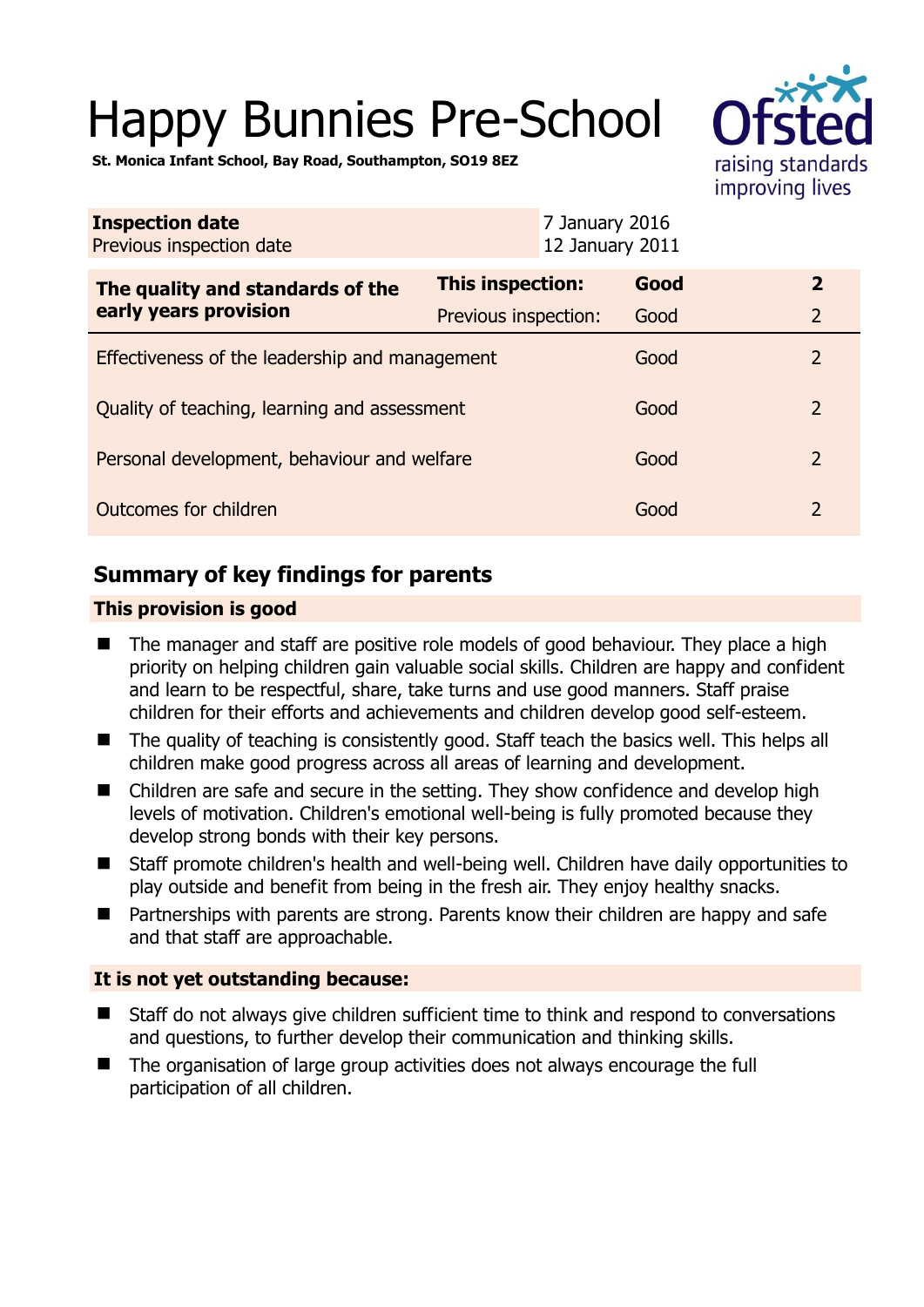# Happy Bunnies Pre-School

**St. Monica Infant School, Bay Road, Southampton, SO19 8EZ**

| **Inspection date** | 7 January 2016 |
|---|---|
| Previous inspection date | 12 January 2011 |

| **The quality and standards of the early years provision** | **This inspection:** | **Good** | **2** |
|---|---|---|---|
| | Previous inspection: | Good | 2 |
| Effectiveness of the leadership and management | | Good | 2 |
| Quality of teaching, learning and assessment | | Good | 2 |
| Personal development, behaviour and welfare | | Good | 2 |
| Outcomes for children | | Good | 2 |

## Summary of key findings for parents

### This provision is good

- The manager and staff are positive role models of good behaviour. They place a high priority on helping children gain valuable social skills. Children are happy and confident and learn to be respectful, share, take turns and use good manners. Staff praise children for their efforts and achievements and children develop good self-esteem.
- The quality of teaching is consistently good. Staff teach the basics well. This helps all children make good progress across all areas of learning and development.
- Children are safe and secure in the setting. They show confidence and develop high levels of motivation. Children's emotional well-being is fully promoted because they develop strong bonds with their key persons.
- Staff promote children's health and well-being well. Children have daily opportunities to play outside and benefit from being in the fresh air. They enjoy healthy snacks.
- Partnerships with parents are strong. Parents know their children are happy and safe and that staff are approachable.

### It is not yet outstanding because:

- Staff do not always give children sufficient time to think and respond to conversations and questions, to further develop their communication and thinking skills.
- The organisation of large group activities does not always encourage the full participation of all children.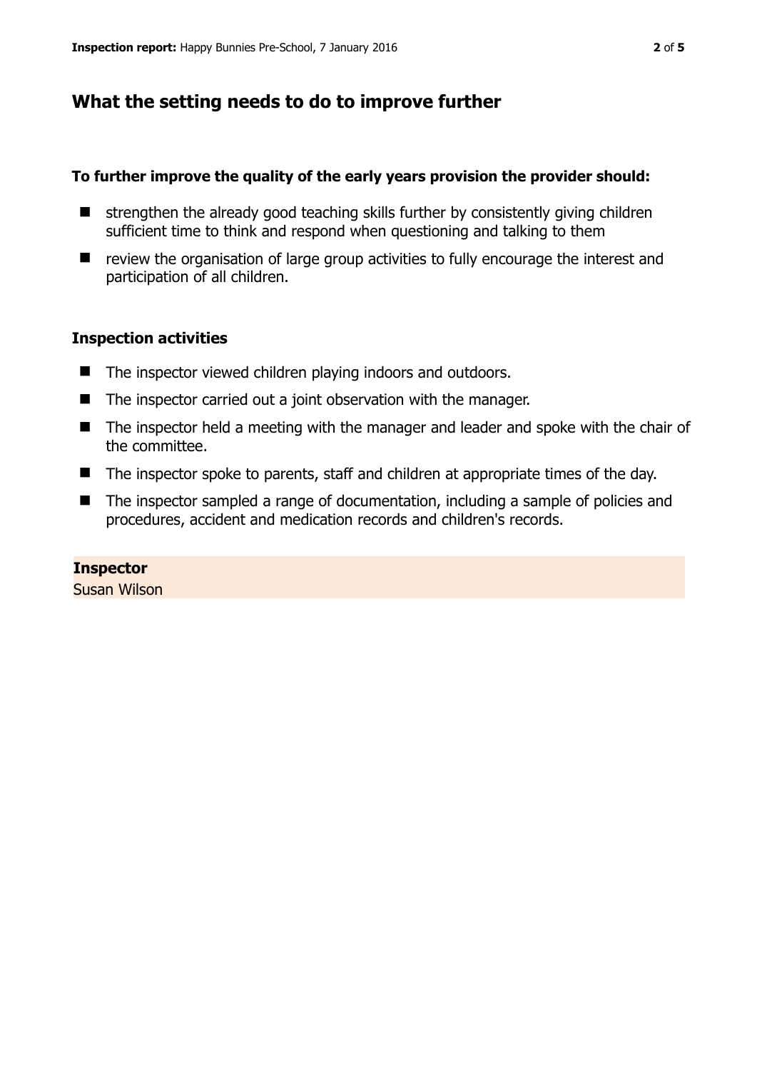## What the setting needs to do to improve further

**To further improve the quality of the early years provision the provider should:**

- strengthen the already good teaching skills further by consistently giving children sufficient time to think and respond when questioning and talking to them
- review the organisation of large group activities to fully encourage the interest and participation of all children.

### Inspection activities

- The inspector viewed children playing indoors and outdoors.
- The inspector carried out a joint observation with the manager.
- The inspector held a meeting with the manager and leader and spoke with the chair of the committee.
- The inspector spoke to parents, staff and children at appropriate times of the day.
- The inspector sampled a range of documentation, including a sample of policies and procedures, accident and medication records and children's records.

**Inspector**
Susan Wilson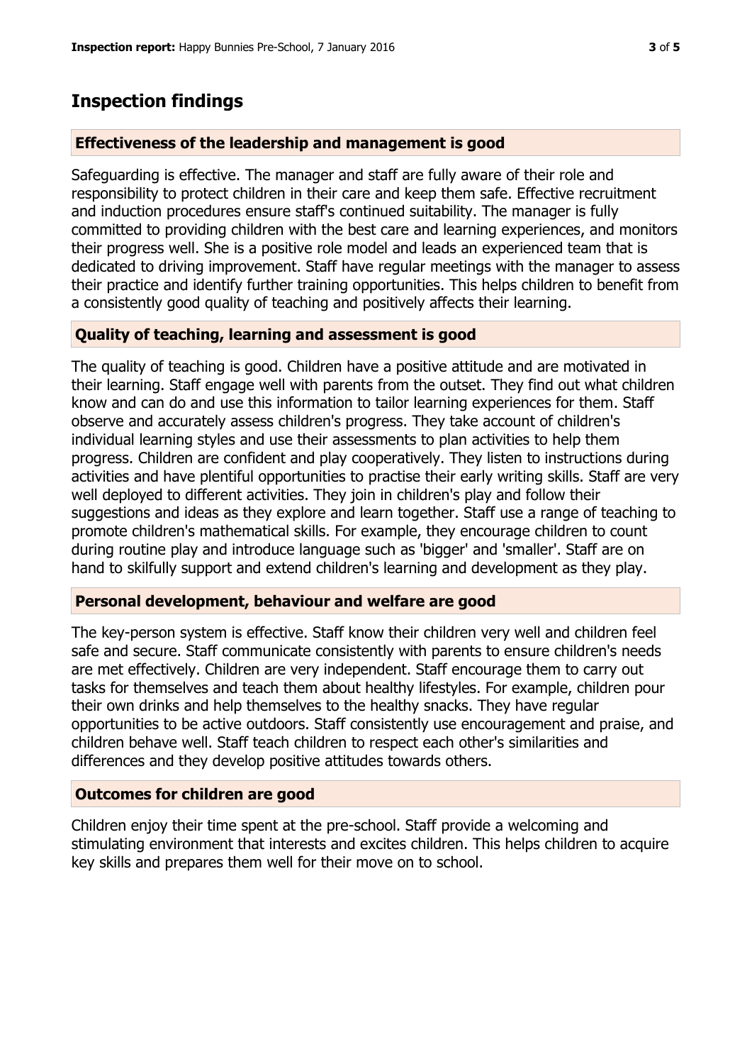## Inspection findings

### Effectiveness of the leadership and management is good

Safeguarding is effective. The manager and staff are fully aware of their role and responsibility to protect children in their care and keep them safe. Effective recruitment and induction procedures ensure staff's continued suitability. The manager is fully committed to providing children with the best care and learning experiences, and monitors their progress well. She is a positive role model and leads an experienced team that is dedicated to driving improvement. Staff have regular meetings with the manager to assess their practice and identify further training opportunities. This helps children to benefit from a consistently good quality of teaching and positively affects their learning.

### Quality of teaching, learning and assessment is good

The quality of teaching is good. Children have a positive attitude and are motivated in their learning. Staff engage well with parents from the outset. They find out what children know and can do and use this information to tailor learning experiences for them. Staff observe and accurately assess children's progress. They take account of children's individual learning styles and use their assessments to plan activities to help them progress. Children are confident and play cooperatively. They listen to instructions during activities and have plentiful opportunities to practise their early writing skills. Staff are very well deployed to different activities. They join in children's play and follow their suggestions and ideas as they explore and learn together. Staff use a range of teaching to promote children's mathematical skills. For example, they encourage children to count during routine play and introduce language such as 'bigger' and 'smaller'. Staff are on hand to skilfully support and extend children's learning and development as they play.

### Personal development, behaviour and welfare are good

The key-person system is effective. Staff know their children very well and children feel safe and secure. Staff communicate consistently with parents to ensure children's needs are met effectively. Children are very independent. Staff encourage them to carry out tasks for themselves and teach them about healthy lifestyles. For example, children pour their own drinks and help themselves to the healthy snacks. They have regular opportunities to be active outdoors. Staff consistently use encouragement and praise, and children behave well. Staff teach children to respect each other's similarities and differences and they develop positive attitudes towards others.

### Outcomes for children are good

Children enjoy their time spent at the pre-school. Staff provide a welcoming and stimulating environment that interests and excites children. This helps children to acquire key skills and prepares them well for their move on to school.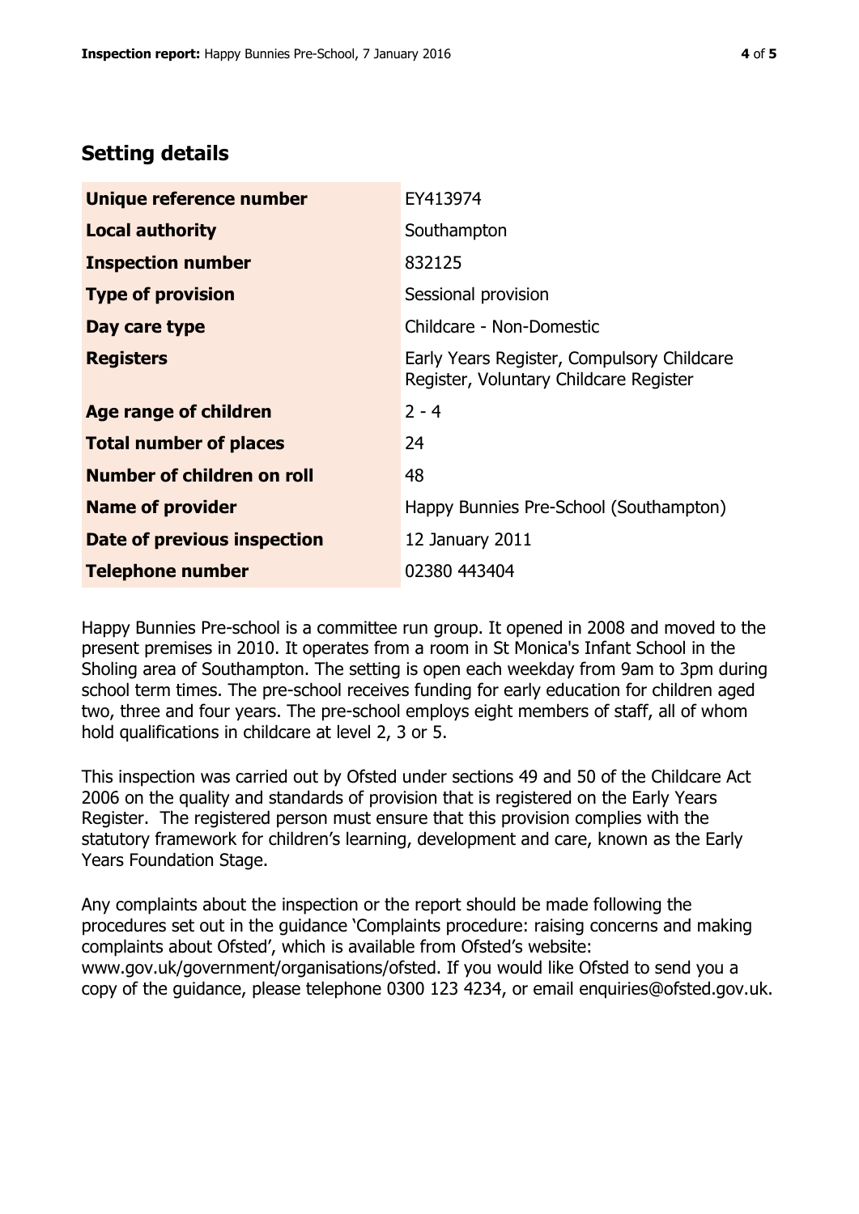## Setting details

| | |
|---|---|
| **Unique reference number** | EY413974 |
| **Local authority** | Southampton |
| **Inspection number** | 832125 |
| **Type of provision** | Sessional provision |
| **Day care type** | Childcare - Non-Domestic |
| **Registers** | Early Years Register, Compulsory Childcare Register, Voluntary Childcare Register |
| **Age range of children** | 2 - 4 |
| **Total number of places** | 24 |
| **Number of children on roll** | 48 |
| **Name of provider** | Happy Bunnies Pre-School (Southampton) |
| **Date of previous inspection** | 12 January 2011 |
| **Telephone number** | 02380 443404 |

Happy Bunnies Pre-school is a committee run group. It opened in 2008 and moved to the present premises in 2010. It operates from a room in St Monica's Infant School in the Sholing area of Southampton. The setting is open each weekday from 9am to 3pm during school term times. The pre-school receives funding for early education for children aged two, three and four years. The pre-school employs eight members of staff, all of whom hold qualifications in childcare at level 2, 3 or 5.

This inspection was carried out by Ofsted under sections 49 and 50 of the Childcare Act 2006 on the quality and standards of provision that is registered on the Early Years Register. The registered person must ensure that this provision complies with the statutory framework for children's learning, development and care, known as the Early Years Foundation Stage.

Any complaints about the inspection or the report should be made following the procedures set out in the guidance 'Complaints procedure: raising concerns and making complaints about Ofsted', which is available from Ofsted's website: www.gov.uk/government/organisations/ofsted. If you would like Ofsted to send you a copy of the guidance, please telephone 0300 123 4234, or email enquiries@ofsted.gov.uk.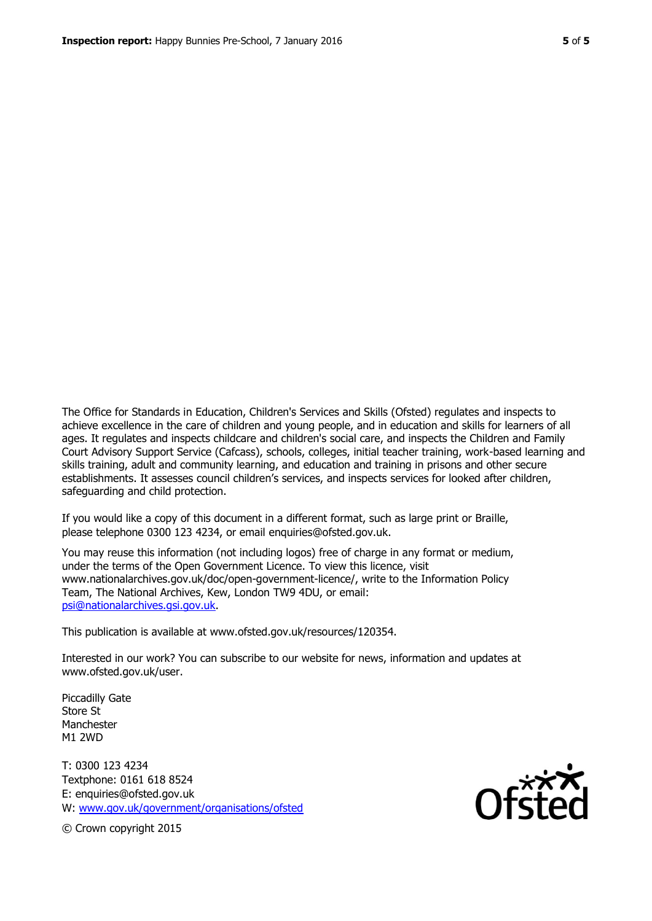The Office for Standards in Education, Children's Services and Skills (Ofsted) regulates and inspects to achieve excellence in the care of children and young people, and in education and skills for learners of all ages. It regulates and inspects childcare and children's social care, and inspects the Children and Family Court Advisory Support Service (Cafcass), schools, colleges, initial teacher training, work-based learning and skills training, adult and community learning, and education and training in prisons and other secure establishments. It assesses council children's services, and inspects services for looked after children, safeguarding and child protection.

If you would like a copy of this document in a different format, such as large print or Braille, please telephone 0300 123 4234, or email enquiries@ofsted.gov.uk.

You may reuse this information (not including logos) free of charge in any format or medium, under the terms of the Open Government Licence. To view this licence, visit www.nationalarchives.gov.uk/doc/open-government-licence/, write to the Information Policy Team, The National Archives, Kew, London TW9 4DU, or email: psi@nationalarchives.gsi.gov.uk.

This publication is available at www.ofsted.gov.uk/resources/120354.

Interested in our work? You can subscribe to our website for news, information and updates at www.ofsted.gov.uk/user.

Piccadilly Gate
Store St
Manchester
M1 2WD

T: 0300 123 4234
Textphone: 0161 618 8524
E: enquiries@ofsted.gov.uk
W: www.gov.uk/government/organisations/ofsted

© Crown copyright 2015